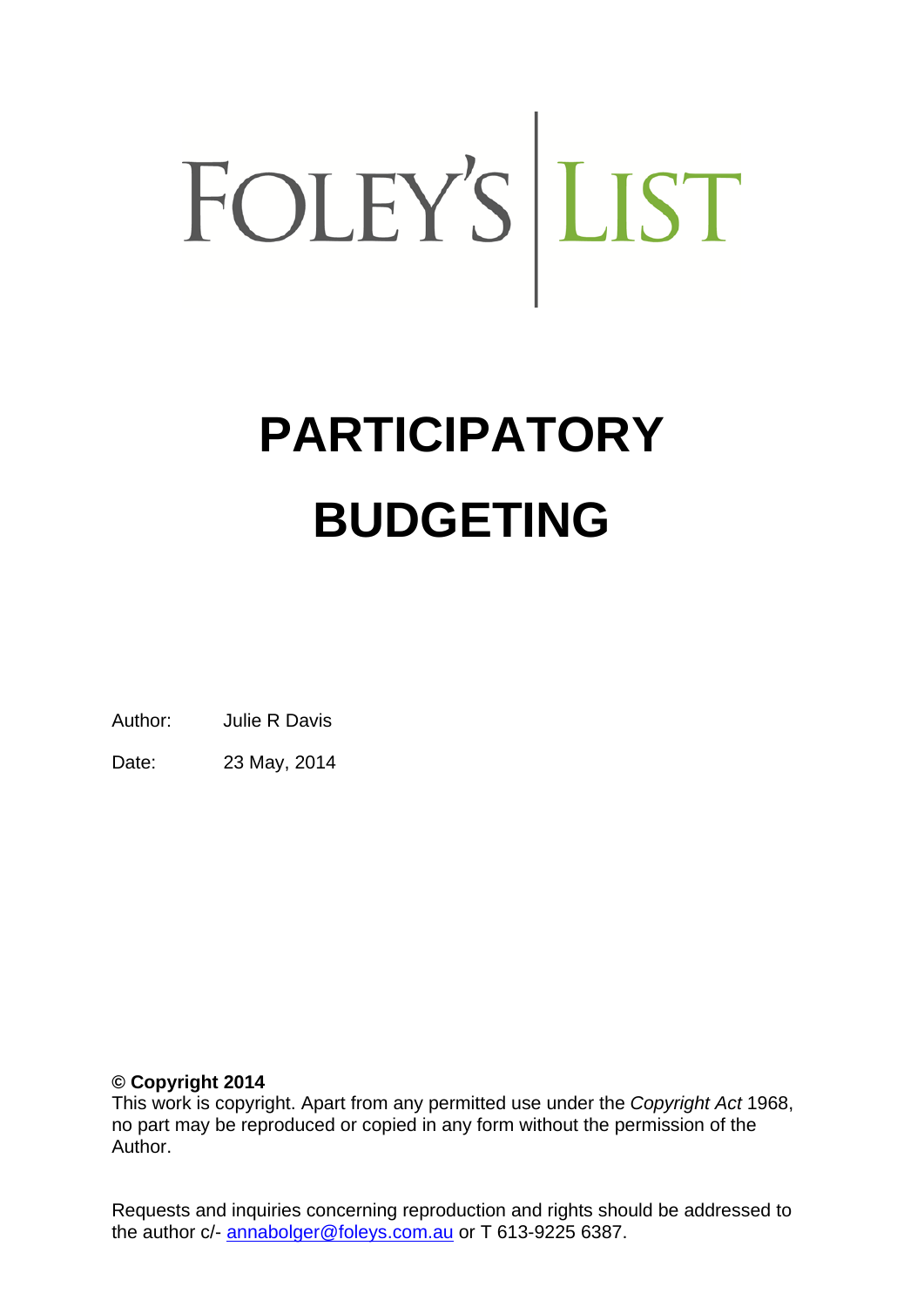FOLEY'S | LIST

# PARTICIPATORY BUDGETING

Author: Julie R Davis

Date: 23 May, 2014

**© Copyright 2014**
This work is copyright. Apart from any permitted use under the *Copyright Act* 1968, no part may be reproduced or copied in any form without the permission of the Author.

Requests and inquiries concerning reproduction and rights should be addressed to the author c/- annabolger@foleys.com.au or T 613-9225 6387.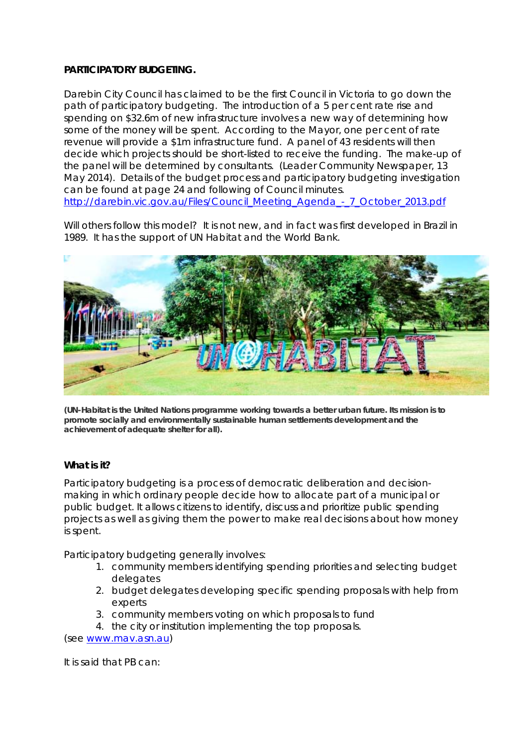**PARTICIPATORY BUDGETING.**

Darebin City Council has claimed to be the first Council in Victoria to go down the path of participatory budgeting. The introduction of a 5 per cent rate rise and spending on $32.6m of new infrastructure involves a new way of determining how some of the money will be spent. According to the Mayor, one per cent of rate revenue will provide a $1m infrastructure fund. A panel of 43 residents will then decide which projects should be short-listed to receive the funding. The make-up of the panel will be determined by consultants. (Leader Community Newspaper, 13 May 2014). Details of the budget process and participatory budgeting investigation can be found at page 24 and following of Council minutes. [http://darebin.vic.gov.au/Files/Council_Meeting_Agenda_-_7_October_2013.pdf](http://darebin.vic.gov.au/Files/Council_Meeting_Agenda_-_7_October_2013.pdf)

Will others follow this model? It is not new, and in fact was first developed in Brazil in 1989. It has the support of UN Habitat and the World Bank.

**(UN-Habitat is the United Nations programme working towards a better urban future. Its mission is to promote socially and environmentally sustainable human settlements development and the achievement of adequate shelter for all).**

**What is it?**

Participatory budgeting is a process of democratic deliberation and decision-making in which ordinary people decide how to allocate part of a municipal or public budget. It allows citizens to identify, discuss and prioritize public spending projects as well as giving them the power to make real decisions about how money is spent.

Participatory budgeting generally involves:

1. community members identifying spending priorities and selecting budget delegates
2. budget delegates developing specific spending proposals with help from experts
3. community members voting on which proposals to fund
4. the city or institution implementing the top proposals.

(see [www.mav.asn.au](http://www.mav.asn.au))

It is said that PB can: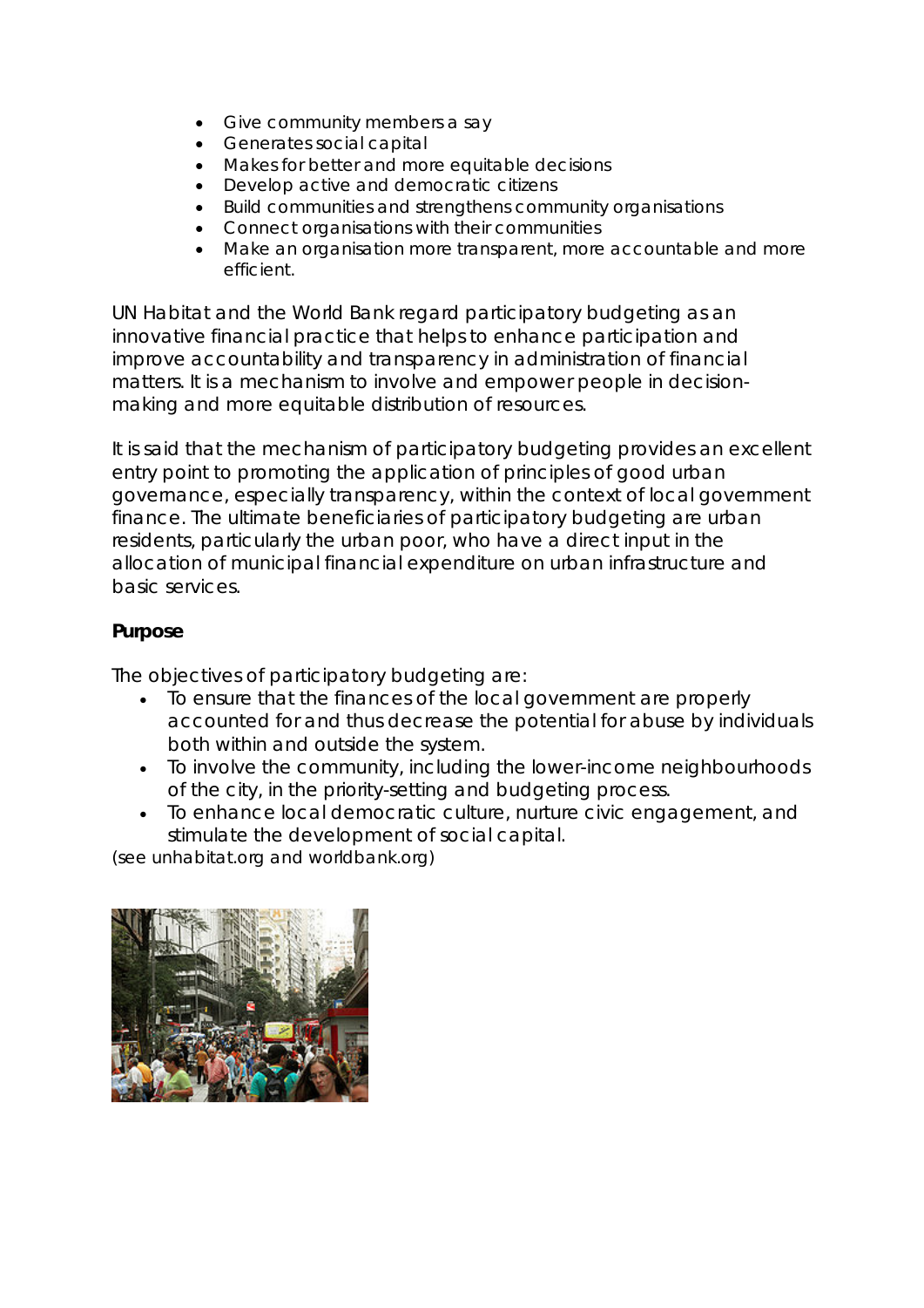- Give community members a say
- Generates social capital
- Makes for better and more equitable decisions
- Develop active and democratic citizens
- Build communities and strengthens community organisations
- Connect organisations with their communities
- Make an organisation more transparent, more accountable and more efficient.

UN Habitat and the World Bank regard participatory budgeting as an innovative financial practice that helps to enhance participation and improve accountability and transparency in administration of financial matters. It is a mechanism to involve and empower people in decision-making and more equitable distribution of resources.

It is said that the mechanism of participatory budgeting provides an excellent entry point to promoting the application of principles of good urban governance, especially transparency, within the context of local government finance. The ultimate beneficiaries of participatory budgeting are urban residents, particularly the urban poor, who have a direct input in the allocation of municipal financial expenditure on urban infrastructure and basic services.

**Purpose**

The objectives of participatory budgeting are:

- To ensure that the finances of the local government are properly accounted for and thus decrease the potential for abuse by individuals both within and outside the system.
- To involve the community, including the lower-income neighbourhoods of the city, in the priority-setting and budgeting process.
- To enhance local democratic culture, nurture civic engagement, and stimulate the development of social capital.

(see unhabitat.org and worldbank.org)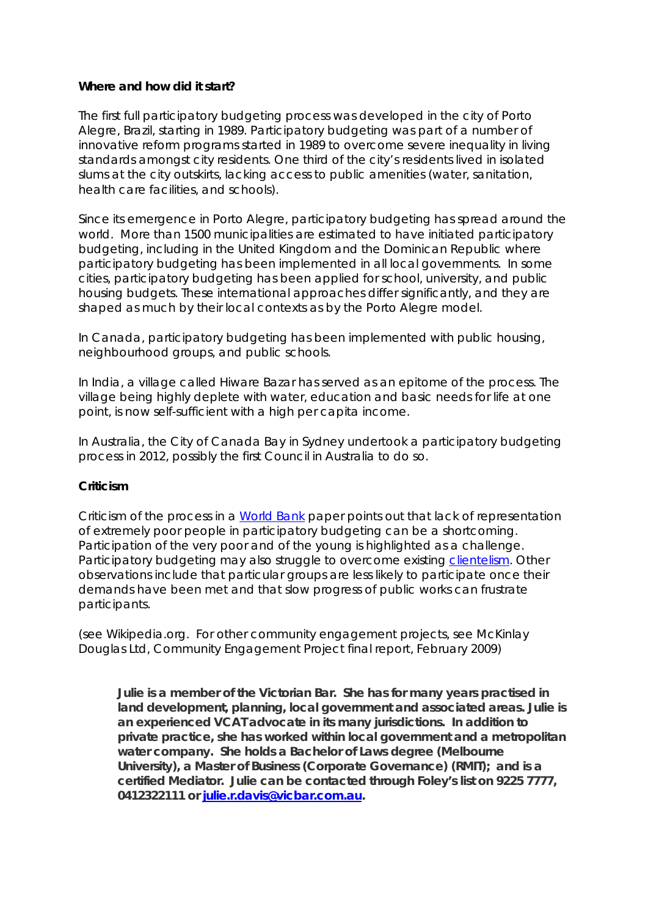**Where and how did it start?**

The first full participatory budgeting process was developed in the city of Porto Alegre, Brazil, starting in 1989. Participatory budgeting was part of a number of innovative reform programs started in 1989 to overcome severe inequality in living standards amongst city residents. One third of the city's residents lived in isolated slums at the city outskirts, lacking access to public amenities (water, sanitation, health care facilities, and schools).

Since its emergence in Porto Alegre, participatory budgeting has spread around the world. More than 1500 municipalities are estimated to have initiated participatory budgeting, including in the United Kingdom and the Dominican Republic where participatory budgeting has been implemented in all local governments. In some cities, participatory budgeting has been applied for school, university, and public housing budgets. These international approaches differ significantly, and they are shaped as much by their local contexts as by the Porto Alegre model.

In Canada, participatory budgeting has been implemented with public housing, neighbourhood groups, and public schools.

In India, a village called Hiware Bazar has served as an epitome of the process. The village being highly deplete with water, education and basic needs for life at one point, is now self-sufficient with a high per capita income.

In Australia, the City of Canada Bay in Sydney undertook a participatory budgeting process in 2012, possibly the first Council in Australia to do so.

**Criticism**

Criticism of the process in a World Bank paper points out that lack of representation of extremely poor people in participatory budgeting can be a shortcoming. Participation of the very poor and of the young is highlighted as a challenge. Participatory budgeting may also struggle to overcome existing clientelism. Other observations include that particular groups are less likely to participate once their demands have been met and that slow progress of public works can frustrate participants.

(see Wikipedia.org. For other community engagement projects, see McKinlay Douglas Ltd, Community Engagement Project final report, February 2009)

**Julie is a member of the Victorian Bar. She has for many years practised in land development, planning, local government and associated areas. Julie is an experienced VCAT advocate in its many jurisdictions. In addition to private practice, she has worked within local government and a metropolitan water company. She holds a Bachelor of Laws degree (Melbourne University), a Master of Business (Corporate Governance) (RMIT); and is a certified Mediator. Julie can be contacted through Foley's list on 9225 7777, 0412322111 or julie.r.davis@vicbar.com.au.**